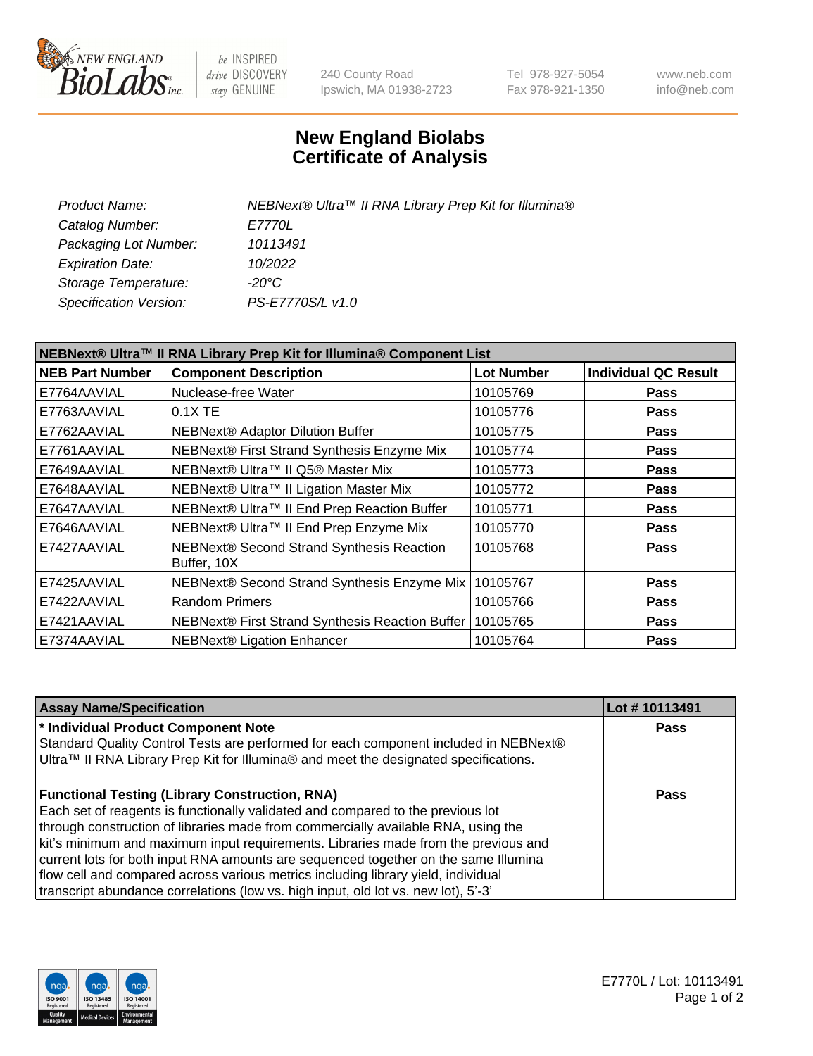# New England Biolabs Certificate of Analysis

| | |
|---|---|
| *Product Name:* | *NEBNext® Ultra™ II RNA Library Prep Kit for Illumina®* |
| *Catalog Number:* | *E7770L* |
| *Packaging Lot Number:* | *10113491* |
| *Expiration Date:* | *10/2022* |
| *Storage Temperature:* | *-20°C* |
| *Specification Version:* | *PS-E7770S/L v1.0* |

| NEBNext® Ultra™ II RNA Library Prep Kit for Illumina® Component List | | | |
|---|---|---|---|
| **NEB Part Number** | **Component Description** | **Lot Number** | **Individual QC Result** |
| E7764AAVIAL | Nuclease-free Water | 10105769 | **Pass** |
| E7763AAVIAL | 0.1X TE | 10105776 | **Pass** |
| E7762AAVIAL | NEBNext® Adaptor Dilution Buffer | 10105775 | **Pass** |
| E7761AAVIAL | NEBNext® First Strand Synthesis Enzyme Mix | 10105774 | **Pass** |
| E7649AAVIAL | NEBNext® Ultra™ II Q5® Master Mix | 10105773 | **Pass** |
| E7648AAVIAL | NEBNext® Ultra™ II Ligation Master Mix | 10105772 | **Pass** |
| E7647AAVIAL | NEBNext® Ultra™ II End Prep Reaction Buffer | 10105771 | **Pass** |
| E7646AAVIAL | NEBNext® Ultra™ II End Prep Enzyme Mix | 10105770 | **Pass** |
| E7427AAVIAL | NEBNext® Second Strand Synthesis Reaction Buffer, 10X | 10105768 | **Pass** |
| E7425AAVIAL | NEBNext® Second Strand Synthesis Enzyme Mix | 10105767 | **Pass** |
| E7422AAVIAL | Random Primers | 10105766 | **Pass** |
| E7421AAVIAL | NEBNext® First Strand Synthesis Reaction Buffer | 10105765 | **Pass** |
| E7374AAVIAL | NEBNext® Ligation Enhancer | 10105764 | **Pass** |

| Assay Name/Specification | Lot # 10113491 |
|---|---|
| **\* Individual Product Component Note**<br>Standard Quality Control Tests are performed for each component included in NEBNext® Ultra™ II RNA Library Prep Kit for Illumina® and meet the designated specifications. | **Pass** |
| **Functional Testing (Library Construction, RNA)**<br>Each set of reagents is functionally validated and compared to the previous lot through construction of libraries made from commercially available RNA, using the kit's minimum and maximum input requirements. Libraries made from the previous and current lots for both input RNA amounts are sequenced together on the same Illumina flow cell and compared across various metrics including library yield, individual transcript abundance correlations (low vs. high input, old lot vs. new lot), 5'-3' | **Pass** |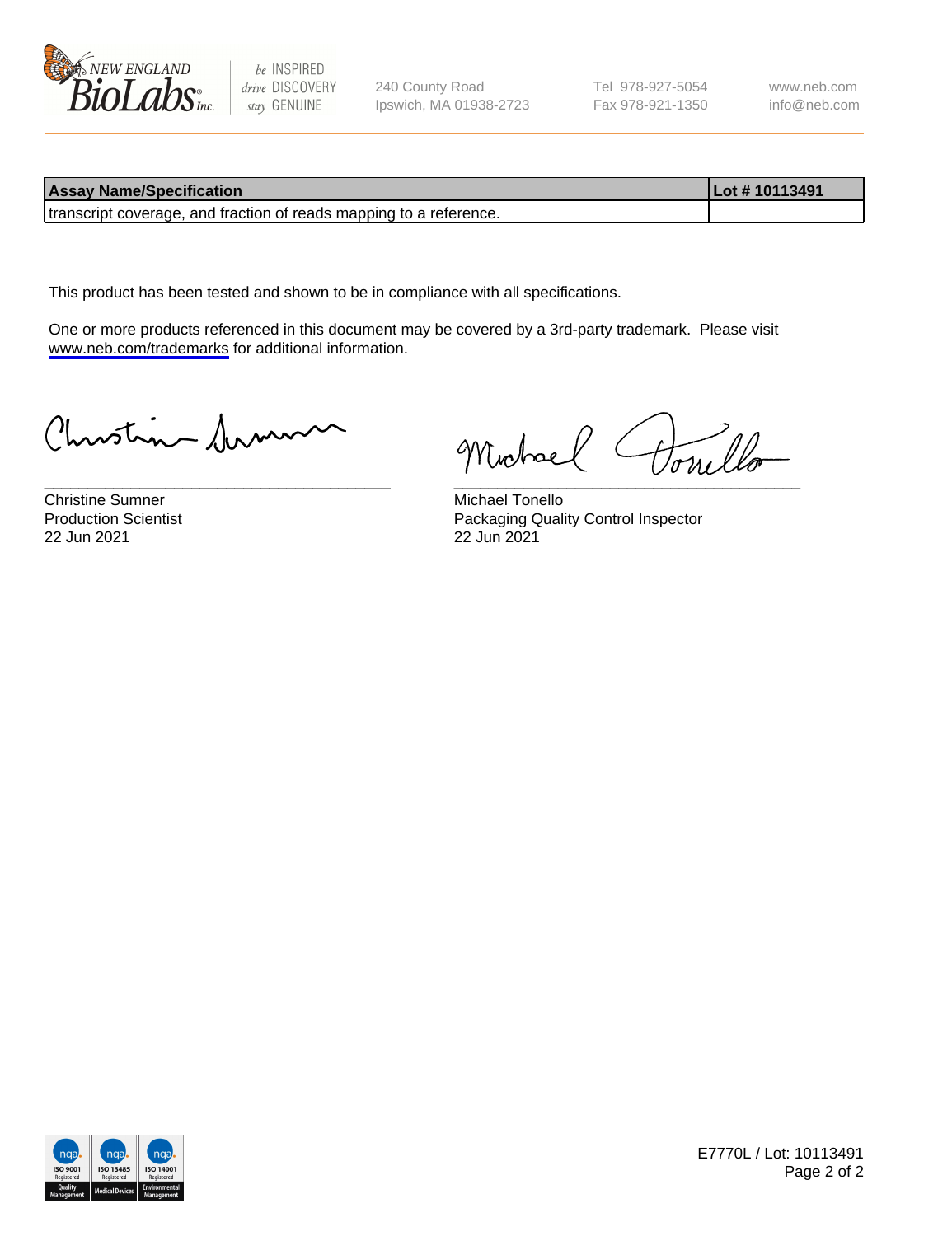| Assay Name/Specification | Lot # 10113491 |
| --- | --- |
| transcript coverage, and fraction of reads mapping to a reference. | |

This product has been tested and shown to be in compliance with all specifications.

One or more products referenced in this document may be covered by a 3rd-party trademark. Please visit www.neb.com/trademarks for additional information.

Christine Sumner
Production Scientist
22 Jun 2021

Michael Tonello
Packaging Quality Control Inspector
22 Jun 2021

E7770L / Lot: 10113491